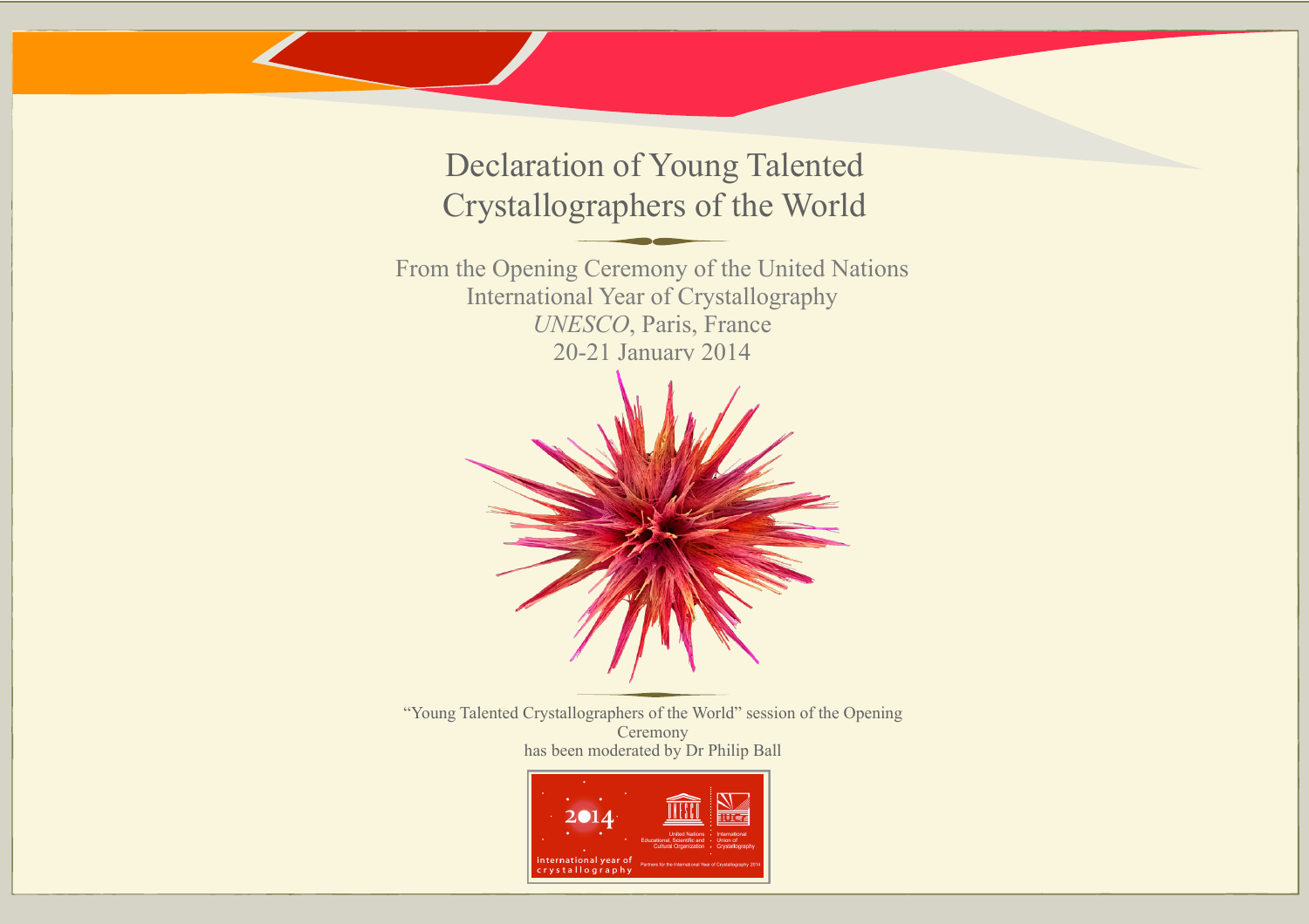# Declaration of Young Talented Crystallographers of the World

From the Opening Ceremony of the United Nations International Year of Crystallography
*UNESCO*, Paris, France
20-21 January 2014

“Young Talented Crystallographers of the World” session of the Opening Ceremony has been moderated by Dr Philip Ball

2014
international year of crystallography

United Nations Educational, Scientific and Cultural Organization

International Union of Crystallography

Partners for the International Year of Crystallography 2014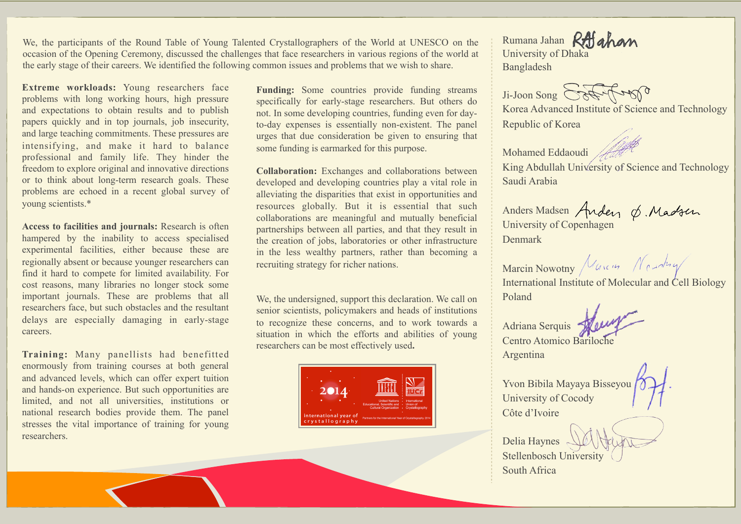We, the participants of the Round Table of Young Talented Crystallographers of the World at UNESCO on the occasion of the Opening Ceremony, discussed the challenges that face researchers in various regions of the world at the early stage of their careers. We identified the following common issues and problems that we wish to share.

**Extreme workloads:** Young researchers face problems with long working hours, high pressure and expectations to obtain results and to publish papers quickly and in top journals, job insecurity, and large teaching commitments. These pressures are intensifying, and make it hard to balance professional and family life. They hinder the freedom to explore original and innovative directions or to think about long-term research goals. These problems are echoed in a recent global survey of young scientists.*

**Access to facilities and journals:** Research is often hampered by the inability to access specialised experimental facilities, either because these are regionally absent or because younger researchers can find it hard to compete for limited availability. For cost reasons, many libraries no longer stock some important journals. These are problems that all researchers face, but such obstacles and the resultant delays are especially damaging in early-stage careers.

**Training:** Many panellists had benefitted enormously from training courses at both general and advanced levels, which can offer expert tuition and hands-on experience. But such opportunities are limited, and not all universities, institutions or national research bodies provide them. The panel stresses the vital importance of training for young researchers.

**Funding:** Some countries provide funding streams specifically for early-stage researchers. But others do not. In some developing countries, funding even for day-to-day expenses is essentially non-existent. The panel urges that due consideration be given to ensuring that some funding is earmarked for this purpose.

**Collaboration:** Exchanges and collaborations between developed and developing countries play a vital role in alleviating the disparities that exist in opportunities and resources globally. But it is essential that such collaborations are meaningful and mutually beneficial partnerships between all parties, and that they result in the creation of jobs, laboratories or other infrastructure in the less wealthy partners, rather than becoming a recruiting strategy for richer nations.

We, the undersigned, support this declaration. We call on senior scientists, policymakers and heads of institutions to recognize these concerns, and to work towards a situation in which the efforts and abilities of young researchers can be most effectively used.

2014 international year of crystallography

United Nations Educational, Scientific and Cultural Organization • International Union of Crystallography

Partners for the International Year of Crystallography 2014

Rumana Jahan
University of Dhaka
Bangladesh

Ji-Joon Song
Korea Advanced Institute of Science and Technology
Republic of Korea

Mohamed Eddaoudi
King Abdullah University of Science and Technology
Saudi Arabia

Anders Madsen
University of Copenhagen
Denmark

Marcin Nowotny
International Institute of Molecular and Cell Biology
Poland

Adriana Serquis
Centro Atomico Bariloche
Argentina

Yvon Bibila Mayaya Bisseyou
University of Cocody
Côte d'Ivoire

Delia Haynes
Stellenbosch University
South Africa